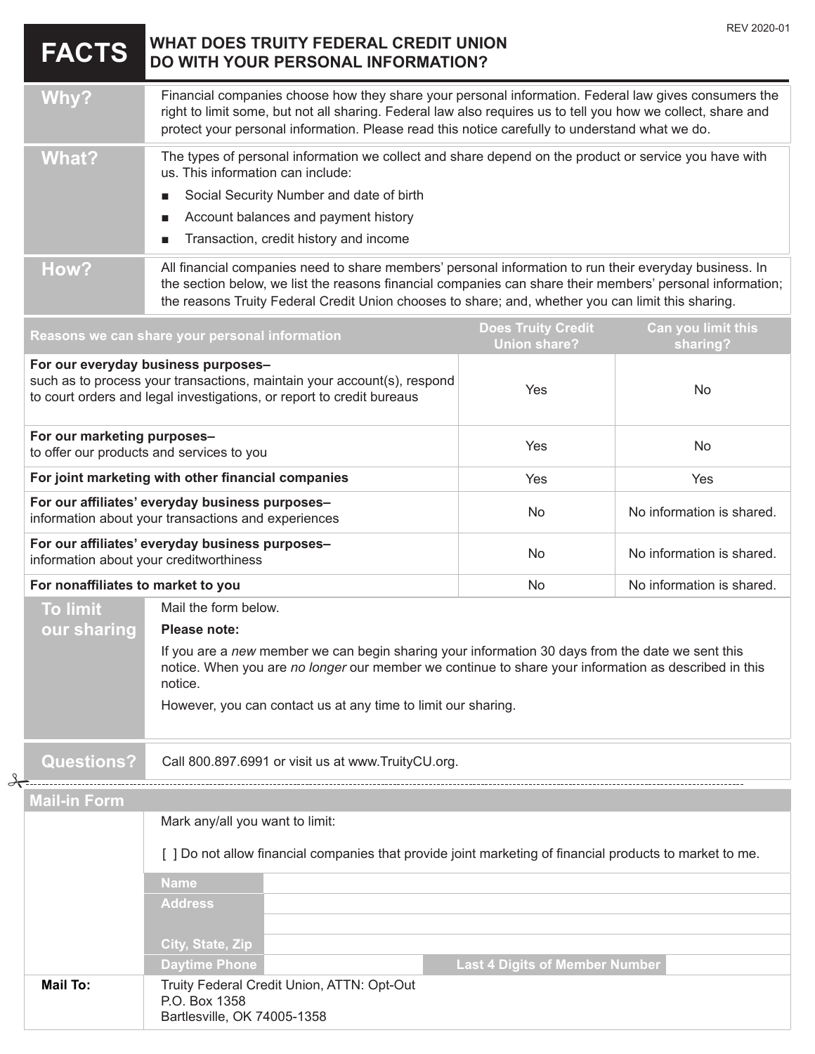REV 2020-01

# FACTS — WHAT DOES TRUITY FEDERAL CREDIT UNION DO WITH YOUR PERSONAL INFORMATION?

| | |
|---|---|
| **Why?** | Financial companies choose how they share your personal information. Federal law gives consumers the right to limit some, but not all sharing. Federal law also requires us to tell you how we collect, share and protect your personal information. Please read this notice carefully to understand what we do. |
| **What?** | The types of personal information we collect and share depend on the product or service you have with us. This information can include:<br>■ Social Security Number and date of birth<br>■ Account balances and payment history<br>■ Transaction, credit history and income |
| **How?** | All financial companies need to share members' personal information to run their everyday business. In the section below, we list the reasons financial companies can share their members' personal information; the reasons Truity Federal Credit Union chooses to share; and, whether you can limit this sharing. |

| Reasons we can share your personal information | Does Truity Credit Union share? | Can you limit this sharing? |
|---|---|---|
| **For our everyday business purposes–** such as to process your transactions, maintain your account(s), respond to court orders and legal investigations, or report to credit bureaus | Yes | No |
| **For our marketing purposes–** to offer our products and services to you | Yes | No |
| **For joint marketing with other financial companies** | Yes | Yes |
| **For our affiliates' everyday business purposes–** information about your transactions and experiences | No | No information is shared. |
| **For our affiliates' everyday business purposes–** information about your creditworthiness | No | No information is shared. |
| **For nonaffiliates to market to you** | No | No information is shared. |

| | |
|---|---|
| **To limit our sharing** | Mail the form below.<br>**Please note:**<br>If you are a *new* member we can begin sharing your information 30 days from the date we sent this notice. When you are *no longer* our member we continue to share your information as described in this notice.<br>However, you can contact us at any time to limit our sharing. |
| **Questions?** | Call 800.897.6991 or visit us at www.TruityCU.org. |

## Mail-in Form

Mark any/all you want to limit:

[ ] Do not allow financial companies that provide joint marketing of financial products to market to me.

| | | | |
|---|---|---|---|
| **Name** | | | |
| **Address** | | | |
| | | | |
| **City, State, Zip** | | | |
| **Daytime Phone** | | **Last 4 Digits of Member Number** | |

**Mail To:** Truity Federal Credit Union, ATTN: Opt-Out
P.O. Box 1358
Bartlesville, OK 74005-1358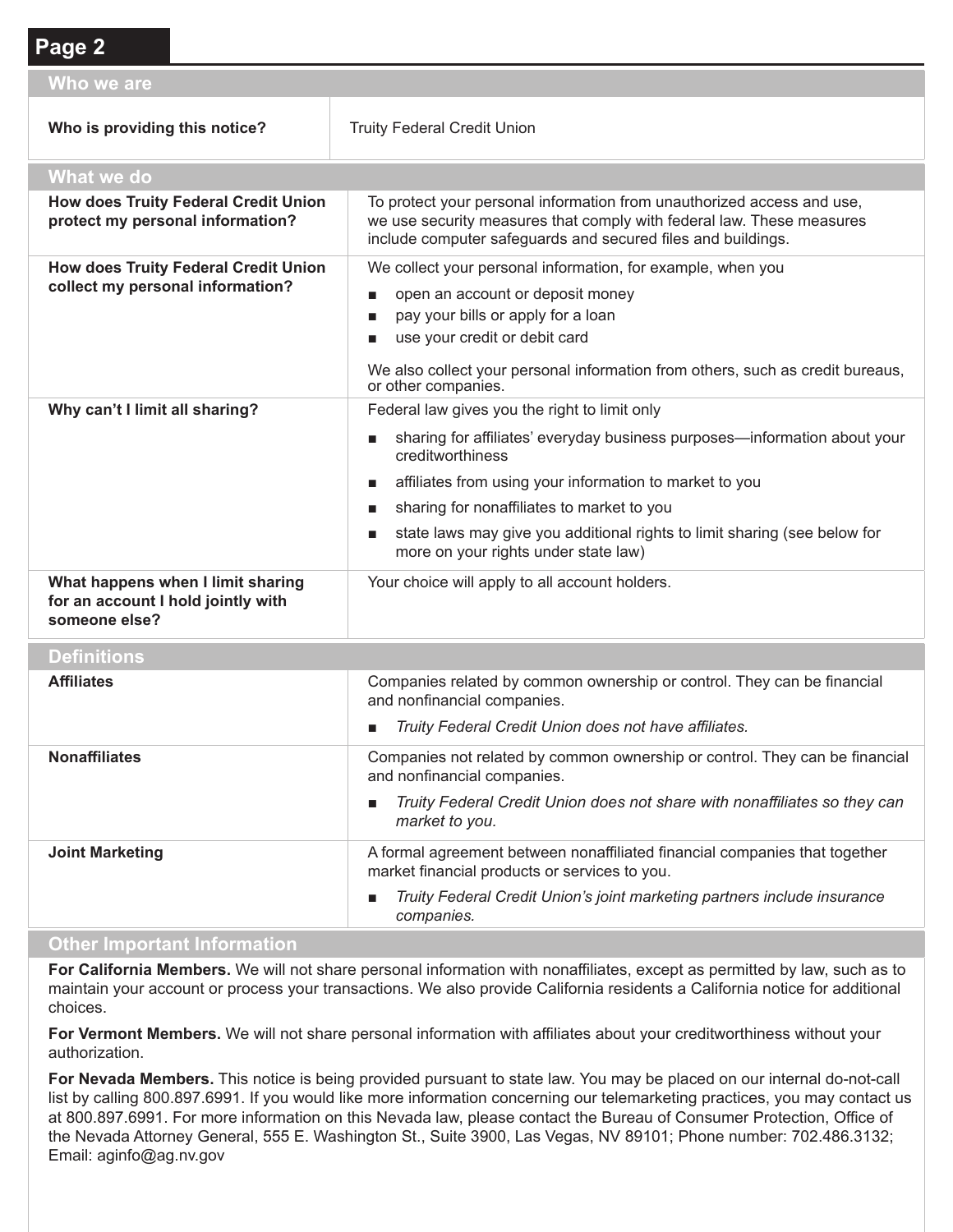## Page 2

| Who we are | |
|---|---|
| **Who is providing this notice?** | Truity Federal Credit Union |

| What we do | |
|---|---|
| **How does Truity Federal Credit Union protect my personal information?** | To protect your personal information from unauthorized access and use, we use security measures that comply with federal law. These measures include computer safeguards and secured files and buildings. |
| **How does Truity Federal Credit Union collect my personal information?** | We collect your personal information, for example, when you<br>■ open an account or deposit money<br>■ pay your bills or apply for a loan<br>■ use your credit or debit card<br><br>We also collect your personal information from others, such as credit bureaus, or other companies. |
| **Why can't I limit all sharing?** | Federal law gives you the right to limit only<br>■ sharing for affiliates' everyday business purposes—information about your creditworthiness<br>■ affiliates from using your information to market to you<br>■ sharing for nonaffiliates to market to you<br>■ state laws may give you additional rights to limit sharing (see below for more on your rights under state law) |
| **What happens when I limit sharing for an account I hold jointly with someone else?** | Your choice will apply to all account holders. |

| Definitions | |
|---|---|
| **Affiliates** | Companies related by common ownership or control. They can be financial and nonfinancial companies.<br>■ *Truity Federal Credit Union does not have affiliates.* |
| **Nonaffiliates** | Companies not related by common ownership or control. They can be financial and nonfinancial companies.<br>■ *Truity Federal Credit Union does not share with nonaffiliates so they can market to you.* |
| **Joint Marketing** | A formal agreement between nonaffiliated financial companies that together market financial products or services to you.<br>■ *Truity Federal Credit Union's joint marketing partners include insurance companies.* |

### Other Important Information

**For California Members.** We will not share personal information with nonaffiliates, except as permitted by law, such as to maintain your account or process your transactions. We also provide California residents a California notice for additional choices.

**For Vermont Members.** We will not share personal information with affiliates about your creditworthiness without your authorization.

**For Nevada Members.** This notice is being provided pursuant to state law. You may be placed on our internal do-not-call list by calling 800.897.6991. If you would like more information concerning our telemarketing practices, you may contact us at 800.897.6991. For more information on this Nevada law, please contact the Bureau of Consumer Protection, Office of the Nevada Attorney General, 555 E. Washington St., Suite 3900, Las Vegas, NV 89101; Phone number: 702.486.3132; Email: aginfo@ag.nv.gov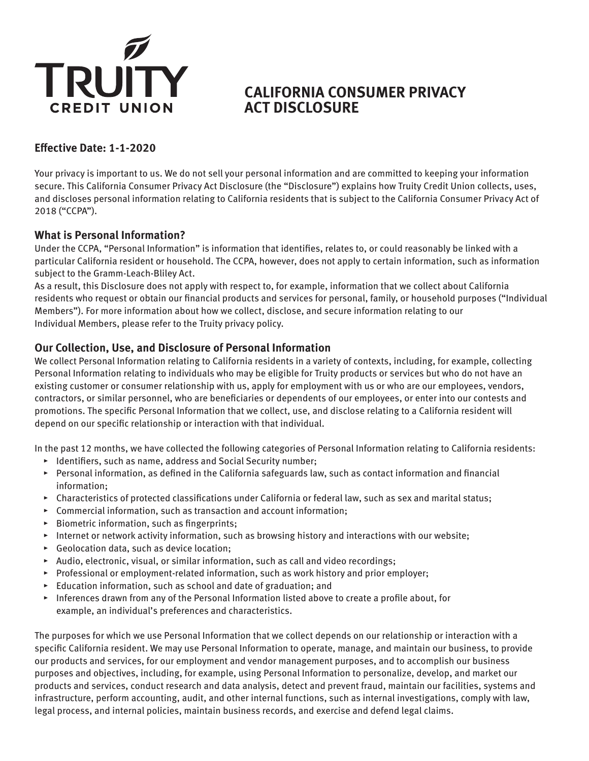# TRUITY CREDIT UNION

# CALIFORNIA CONSUMER PRIVACY ACT DISCLOSURE

### Effective Date: 1-1-2020

Your privacy is important to us. We do not sell your personal information and are committed to keeping your information secure. This California Consumer Privacy Act Disclosure (the "Disclosure") explains how Truity Credit Union collects, uses, and discloses personal information relating to California residents that is subject to the California Consumer Privacy Act of 2018 ("CCPA").

### What is Personal Information?

Under the CCPA, "Personal Information" is information that identifies, relates to, or could reasonably be linked with a particular California resident or household. The CCPA, however, does not apply to certain information, such as information subject to the Gramm-Leach-Bliley Act.

As a result, this Disclosure does not apply with respect to, for example, information that we collect about California residents who request or obtain our financial products and services for personal, family, or household purposes ("Individual Members"). For more information about how we collect, disclose, and secure information relating to our Individual Members, please refer to the Truity privacy policy.

### Our Collection, Use, and Disclosure of Personal Information

We collect Personal Information relating to California residents in a variety of contexts, including, for example, collecting Personal Information relating to individuals who may be eligible for Truity products or services but who do not have an existing customer or consumer relationship with us, apply for employment with us or who are our employees, vendors, contractors, or similar personnel, who are beneficiaries or dependents of our employees, or enter into our contests and promotions. The specific Personal Information that we collect, use, and disclose relating to a California resident will depend on our specific relationship or interaction with that individual.

In the past 12 months, we have collected the following categories of Personal Information relating to California residents:

- Identifiers, such as name, address and Social Security number;
- Personal information, as defined in the California safeguards law, such as contact information and financial information;
- Characteristics of protected classifications under California or federal law, such as sex and marital status;
- Commercial information, such as transaction and account information;
- Biometric information, such as fingerprints;
- Internet or network activity information, such as browsing history and interactions with our website;
- Geolocation data, such as device location;
- Audio, electronic, visual, or similar information, such as call and video recordings;
- Professional or employment-related information, such as work history and prior employer;
- Education information, such as school and date of graduation; and
- Inferences drawn from any of the Personal Information listed above to create a profile about, for example, an individual's preferences and characteristics.

The purposes for which we use Personal Information that we collect depends on our relationship or interaction with a specific California resident. We may use Personal Information to operate, manage, and maintain our business, to provide our products and services, for our employment and vendor management purposes, and to accomplish our business purposes and objectives, including, for example, using Personal Information to personalize, develop, and market our products and services, conduct research and data analysis, detect and prevent fraud, maintain our facilities, systems and infrastructure, perform accounting, audit, and other internal functions, such as internal investigations, comply with law, legal process, and internal policies, maintain business records, and exercise and defend legal claims.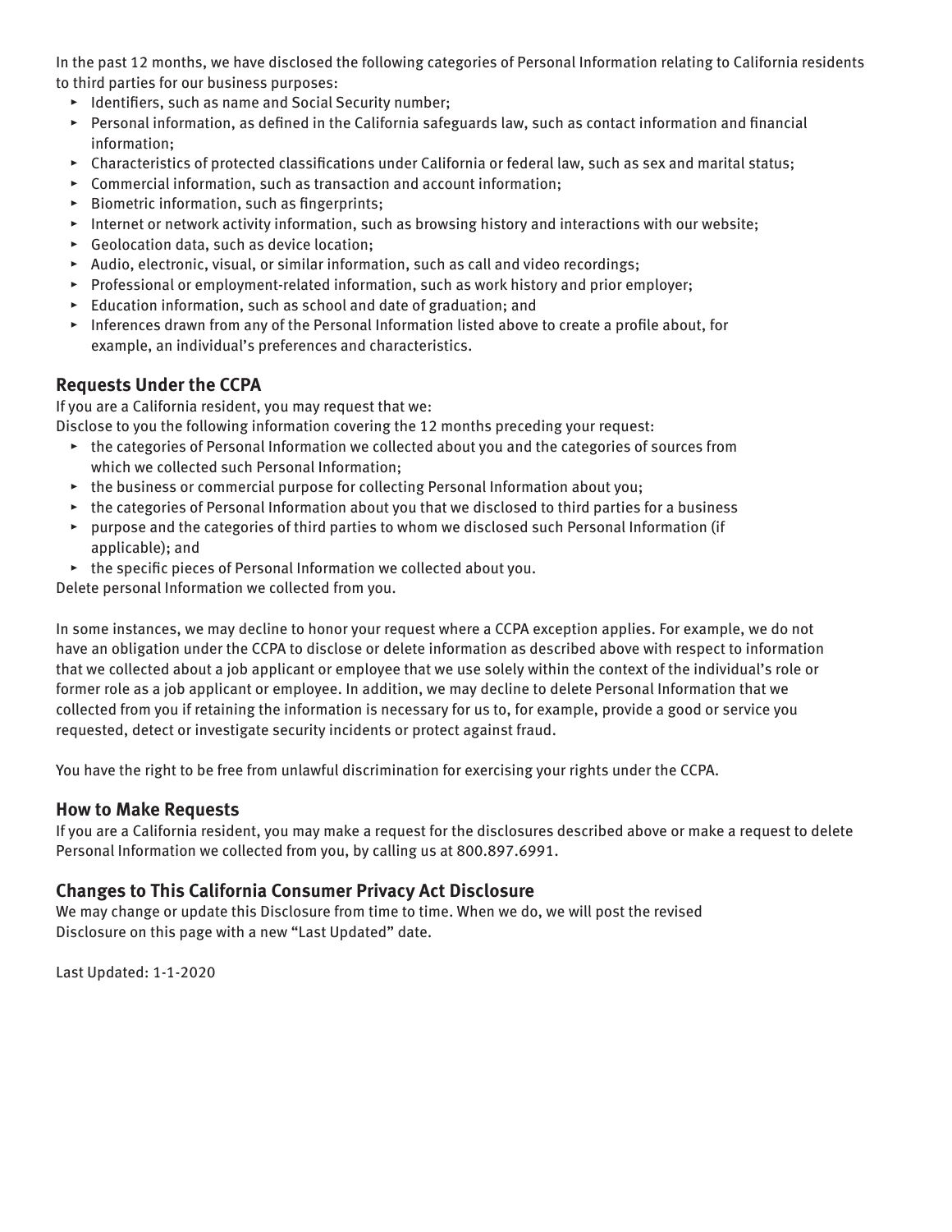In the past 12 months, we have disclosed the following categories of Personal Information relating to California residents to third parties for our business purposes:

- Identifiers, such as name and Social Security number;
- Personal information, as defined in the California safeguards law, such as contact information and financial information;
- Characteristics of protected classifications under California or federal law, such as sex and marital status;
- Commercial information, such as transaction and account information;
- Biometric information, such as fingerprints;
- Internet or network activity information, such as browsing history and interactions with our website;
- Geolocation data, such as device location;
- Audio, electronic, visual, or similar information, such as call and video recordings;
- Professional or employment-related information, such as work history and prior employer;
- Education information, such as school and date of graduation; and
- Inferences drawn from any of the Personal Information listed above to create a profile about, for example, an individual's preferences and characteristics.

## Requests Under the CCPA

If you are a California resident, you may request that we:

Disclose to you the following information covering the 12 months preceding your request:

- the categories of Personal Information we collected about you and the categories of sources from which we collected such Personal Information;
- the business or commercial purpose for collecting Personal Information about you;
- the categories of Personal Information about you that we disclosed to third parties for a business
- purpose and the categories of third parties to whom we disclosed such Personal Information (if applicable); and
- the specific pieces of Personal Information we collected about you.

Delete personal Information we collected from you.

In some instances, we may decline to honor your request where a CCPA exception applies. For example, we do not have an obligation under the CCPA to disclose or delete information as described above with respect to information that we collected about a job applicant or employee that we use solely within the context of the individual's role or former role as a job applicant or employee. In addition, we may decline to delete Personal Information that we collected from you if retaining the information is necessary for us to, for example, provide a good or service you requested, detect or investigate security incidents or protect against fraud.

You have the right to be free from unlawful discrimination for exercising your rights under the CCPA.

## How to Make Requests

If you are a California resident, you may make a request for the disclosures described above or make a request to delete Personal Information we collected from you, by calling us at 800.897.6991.

## Changes to This California Consumer Privacy Act Disclosure

We may change or update this Disclosure from time to time. When we do, we will post the revised Disclosure on this page with a new "Last Updated" date.

Last Updated: 1-1-2020